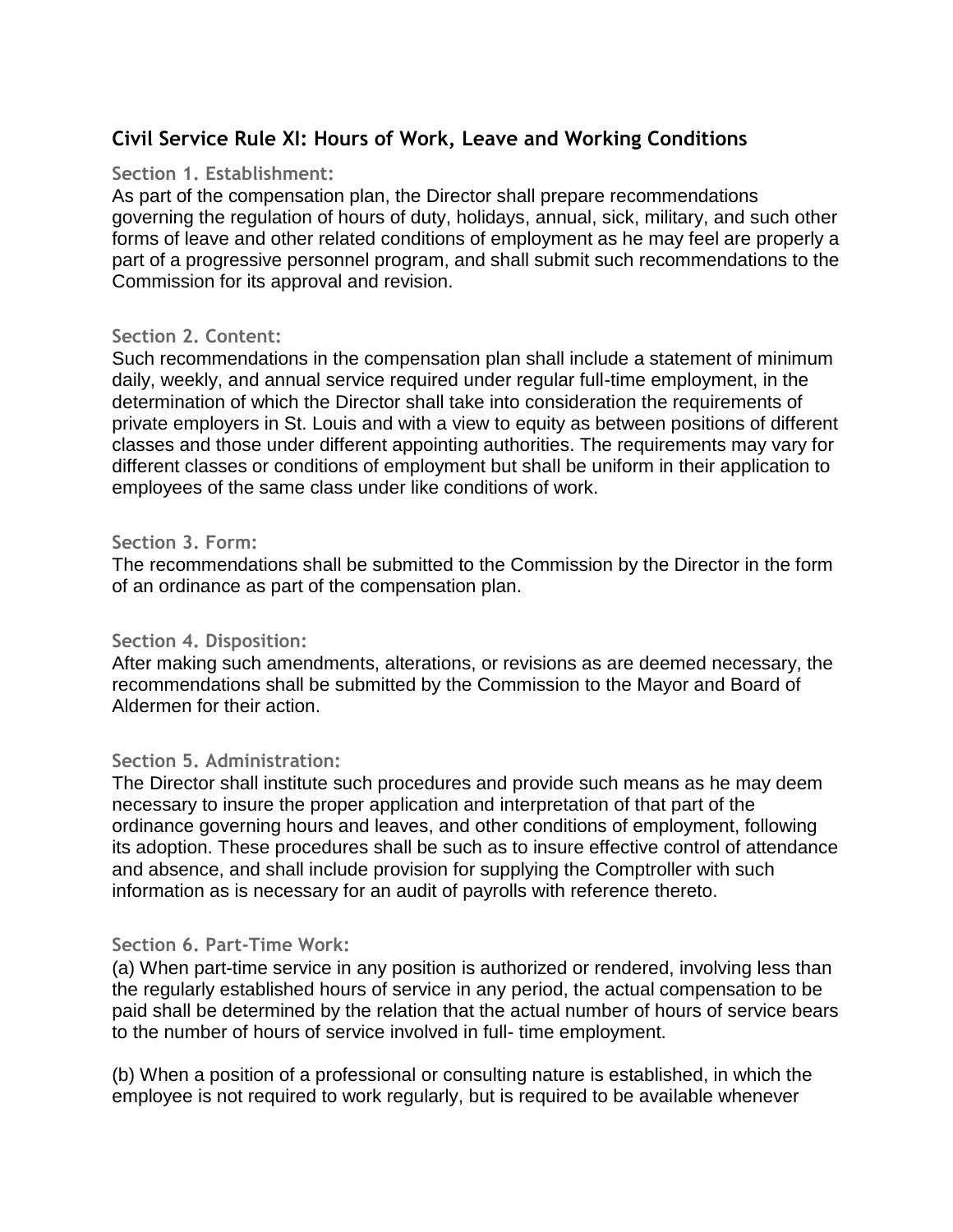## Civil Service Rule XI: Hours of Work, Leave and Working Conditions

### Section 1. Establishment:

As part of the compensation plan, the Director shall prepare recommendations governing the regulation of hours of duty, holidays, annual, sick, military, and such other forms of leave and other related conditions of employment as he may feel are properly a part of a progressive personnel program, and shall submit such recommendations to the Commission for its approval and revision.

### Section 2. Content:

Such recommendations in the compensation plan shall include a statement of minimum daily, weekly, and annual service required under regular full-time employment, in the determination of which the Director shall take into consideration the requirements of private employers in St. Louis and with a view to equity as between positions of different classes and those under different appointing authorities. The requirements may vary for different classes or conditions of employment but shall be uniform in their application to employees of the same class under like conditions of work.

### Section 3. Form:

The recommendations shall be submitted to the Commission by the Director in the form of an ordinance as part of the compensation plan.

### Section 4. Disposition:

After making such amendments, alterations, or revisions as are deemed necessary, the recommendations shall be submitted by the Commission to the Mayor and Board of Aldermen for their action.

### Section 5. Administration:

The Director shall institute such procedures and provide such means as he may deem necessary to insure the proper application and interpretation of that part of the ordinance governing hours and leaves, and other conditions of employment, following its adoption. These procedures shall be such as to insure effective control of attendance and absence, and shall include provision for supplying the Comptroller with such information as is necessary for an audit of payrolls with reference thereto.

### Section 6. Part-Time Work:

(a) When part-time service in any position is authorized or rendered, involving less than the regularly established hours of service in any period, the actual compensation to be paid shall be determined by the relation that the actual number of hours of service bears to the number of hours of service involved in full- time employment.

(b) When a position of a professional or consulting nature is established, in which the employee is not required to work regularly, but is required to be available whenever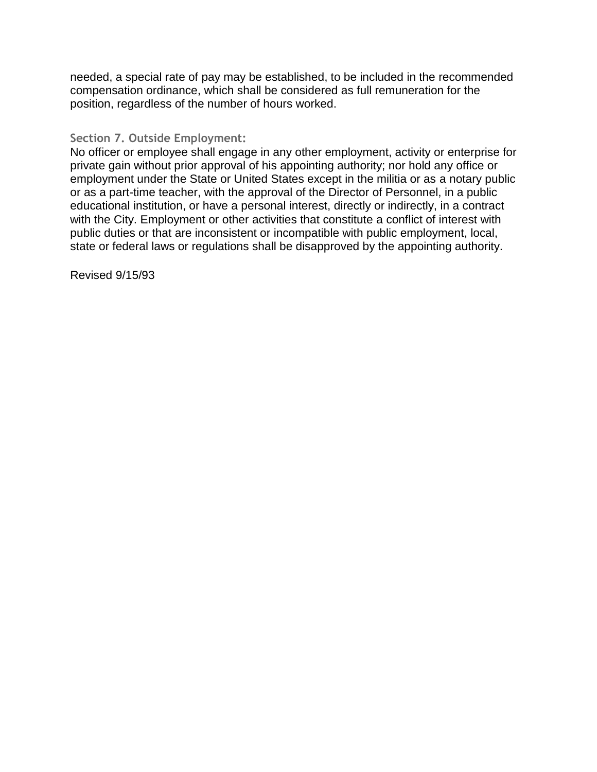needed, a special rate of pay may be established, to be included in the recommended compensation ordinance, which shall be considered as full remuneration for the position, regardless of the number of hours worked.

### Section 7. Outside Employment:

No officer or employee shall engage in any other employment, activity or enterprise for private gain without prior approval of his appointing authority; nor hold any office or employment under the State or United States except in the militia or as a notary public or as a part-time teacher, with the approval of the Director of Personnel, in a public educational institution, or have a personal interest, directly or indirectly, in a contract with the City. Employment or other activities that constitute a conflict of interest with public duties or that are inconsistent or incompatible with public employment, local, state or federal laws or regulations shall be disapproved by the appointing authority.

Revised 9/15/93